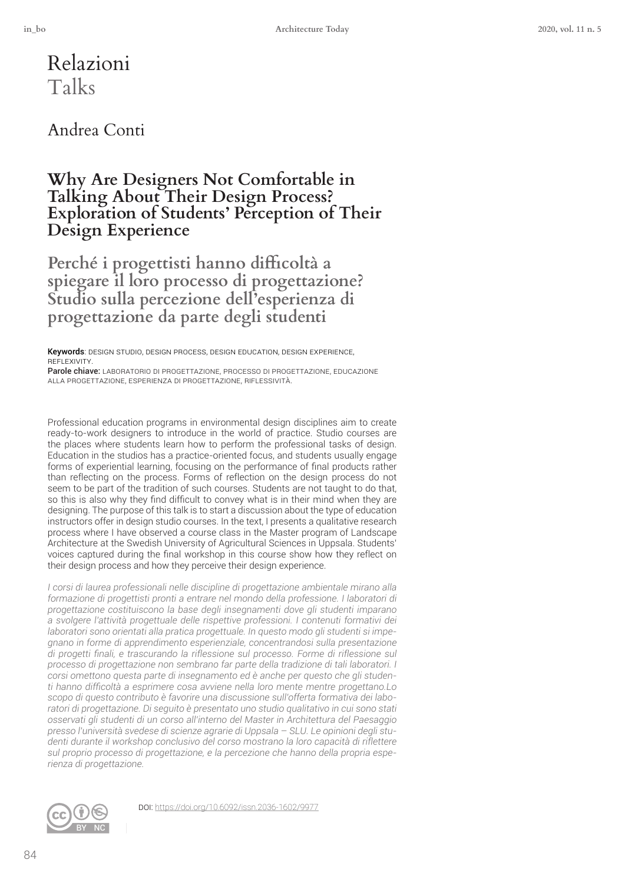# Relazioni
# Talks

## Andrea Conti

### Why Are Designers Not Comfortable in Talking About Their Design Process? Exploration of Students' Perception of Their Design Experience

### Perché i progettisti hanno difficoltà a spiegare il loro processo di progettazione? Studio sulla percezione dell'esperienza di progettazione da parte degli studenti

**Keywords**: DESIGN STUDIO, DESIGN PROCESS, DESIGN EDUCATION, DESIGN EXPERIENCE, REFLEXIVITY.
**Parole chiave:** LABORATORIO DI PROGETTAZIONE, PROCESSO DI PROGETTAZIONE, EDUCAZIONE ALLA PROGETTAZIONE, ESPERIENZA DI PROGETTAZIONE, RIFLESSIVITÀ.

Professional education programs in environmental design disciplines aim to create ready-to-work designers to introduce in the world of practice. Studio courses are the places where students learn how to perform the professional tasks of design. Education in the studios has a practice-oriented focus, and students usually engage forms of experiential learning, focusing on the performance of final products rather than reflecting on the process. Forms of reflection on the design process do not seem to be part of the tradition of such courses. Students are not taught to do that, so this is also why they find difficult to convey what is in their mind when they are designing. The purpose of this talk is to start a discussion about the type of education instructors offer in design studio courses. In the text, I presents a qualitative research process where I have observed a course class in the Master program of Landscape Architecture at the Swedish University of Agricultural Sciences in Uppsala. Students' voices captured during the final workshop in this course show how they reflect on their design process and how they perceive their design experience.

*I corsi di laurea professionali nelle discipline di progettazione ambientale mirano alla formazione di progettisti pronti a entrare nel mondo della professione. I laboratori di progettazione costituiscono la base degli insegnamenti dove gli studenti imparano a svolgere l'attività progettuale delle rispettive professioni. I contenuti formativi dei laboratori sono orientati alla pratica progettuale. In questo modo gli studenti si impegnano in forme di apprendimento esperienziale, concentrandosi sulla presentazione di progetti finali, e trascurando la riflessione sul processo. Forme di riflessione sul processo di progettazione non sembrano far parte della tradizione di tali laboratori. I corsi omettono questa parte di insegnamento ed è anche per questo che gli studenti hanno difficoltà a esprimere cosa avviene nella loro mente mentre progettano.Lo scopo di questo contributo è favorire una discussione sull'offerta formativa dei laboratori di progettazione. Di seguito è presentato uno studio qualitativo in cui sono stati osservati gli studenti di un corso all'interno del Master in Architettura del Paesaggio presso l'università svedese di scienze agrarie di Uppsala – SLU. Le opinioni degli studenti durante il workshop conclusivo del corso mostrano la loro capacità di riflettere sul proprio processo di progettazione, e la percezione che hanno della propria esperienza di progettazione.*

DOI: https://doi.org/10.6092/issn.2036-1602/9977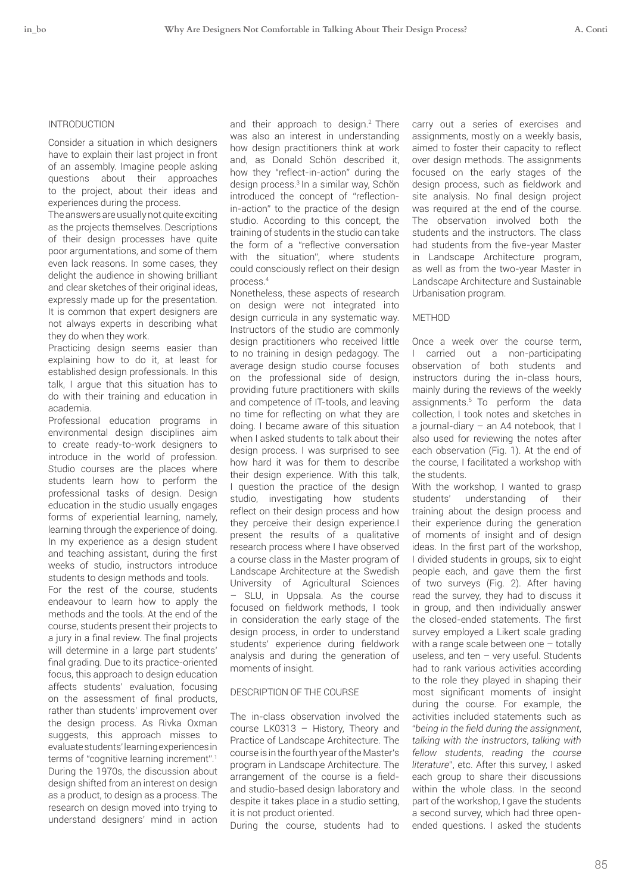## INTRODUCTION

Consider a situation in which designers have to explain their last project in front of an assembly. Imagine people asking questions about their approaches to the project, about their ideas and experiences during the process.

The answers are usually not quite exciting as the projects themselves. Descriptions of their design processes have quite poor argumentations, and some of them even lack reasons. In some cases, they delight the audience in showing brilliant and clear sketches of their original ideas, expressly made up for the presentation. It is common that expert designers are not always experts in describing what they do when they work.

Practicing design seems easier than explaining how to do it, at least for established design professionals. In this talk, I argue that this situation has to do with their training and education in academia.

Professional education programs in environmental design disciplines aim to create ready-to-work designers to introduce in the world of profession. Studio courses are the places where students learn how to perform the professional tasks of design. Design education in the studio usually engages forms of experiential learning, namely, learning through the experience of doing. In my experience as a design student and teaching assistant, during the first weeks of studio, instructors introduce students to design methods and tools.

For the rest of the course, students endeavour to learn how to apply the methods and the tools. At the end of the course, students present their projects to a jury in a final review. The final projects will determine in a large part students' final grading. Due to its practice-oriented focus, this approach to design education affects students' evaluation, focusing on the assessment of final products, rather than students' improvement over the design process. As Rivka Oxman suggests, this approach misses to evaluate students' learning experiences in terms of "cognitive learning increment".[1]

During the 1970s, the discussion about design shifted from an interest on design as a product, to design as a process. The research on design moved into trying to understand designers' mind in action and their approach to design.[2] There was also an interest in understanding how design practitioners think at work and, as Donald Schön described it, how they "reflect-in-action" during the design process.[3] In a similar way, Schön introduced the concept of "reflection-in-action" to the practice of the design studio. According to this concept, the training of students in the studio can take the form of a "reflective conversation with the situation", where students could consciously reflect on their design process.[4]

Nonetheless, these aspects of research on design were not integrated into design curricula in any systematic way. Instructors of the studio are commonly design practitioners who received little to no training in design pedagogy. The average design studio course focuses on the professional side of design, providing future practitioners with skills and competence of IT-tools, and leaving no time for reflecting on what they are doing. I became aware of this situation when I asked students to talk about their design process. I was surprised to see how hard it was for them to describe their design experience. With this talk, I question the practice of the design studio, investigating how students reflect on their design process and how they perceive their design experience.I present the results of a qualitative research process where I have observed a course class in the Master program of Landscape Architecture at the Swedish University of Agricultural Sciences – SLU, in Uppsala. As the course focused on fieldwork methods, I took in consideration the early stage of the design process, in order to understand students' experience during fieldwork analysis and during the generation of moments of insight.

## DESCRIPTION OF THE COURSE

The in-class observation involved the course LK0313 – History, Theory and Practice of Landscape Architecture. The course is in the fourth year of the Master's program in Landscape Architecture. The arrangement of the course is a field- and studio-based design laboratory and despite it takes place in a studio setting, it is not product oriented.

During the course, students had to carry out a series of exercises and assignments, mostly on a weekly basis, aimed to foster their capacity to reflect over design methods. The assignments focused on the early stages of the design process, such as fieldwork and site analysis. No final design project was required at the end of the course. The observation involved both the students and the instructors. The class had students from the five-year Master in Landscape Architecture program, as well as from the two-year Master in Landscape Architecture and Sustainable Urbanisation program.

## METHOD

Once a week over the course term, I carried out a non-participating observation of both students and instructors during the in-class hours, mainly during the reviews of the weekly assignments.[5] To perform the data collection, I took notes and sketches in a journal-diary – an A4 notebook, that I also used for reviewing the notes after each observation (Fig. 1). At the end of the course, I facilitated a workshop with the students.

With the workshop, I wanted to grasp students' understanding of their training about the design process and their experience during the generation of moments of insight and of design ideas. In the first part of the workshop, I divided students in groups, six to eight people each, and gave them the first of two surveys (Fig. 2). After having read the survey, they had to discuss it in group, and then individually answer the closed-ended statements. The first survey employed a Likert scale grading with a range scale between one – totally useless, and ten – very useful. Students had to rank various activities according to the role they played in shaping their most significant moments of insight during the course. For example, the activities included statements such as "*being in the field during the assignment*, *talking with the instructors*, *talking with fellow students, reading the course literature*", etc. After this survey, I asked each group to share their discussions within the whole class. In the second part of the workshop, I gave the students a second survey, which had three open-ended questions. I asked the students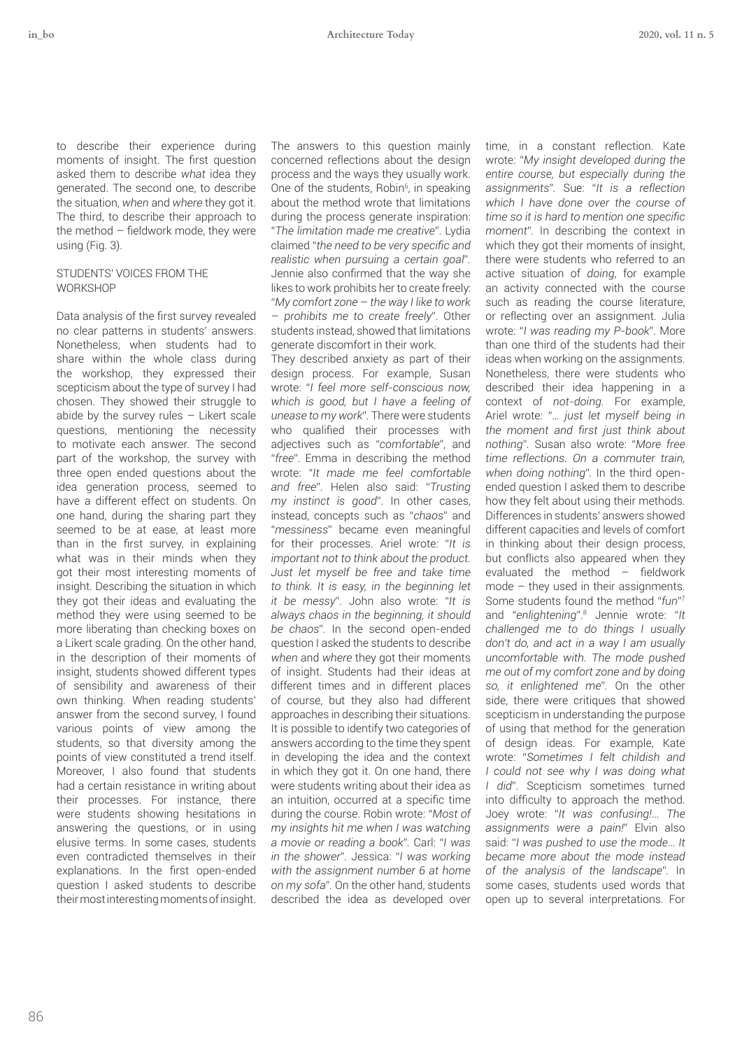to describe their experience during moments of insight. The first question asked them to describe *what* idea they generated. The second one, to describe the situation, *when* and *where* they got it. The third, to describe their approach to the method – fieldwork mode, they were using (Fig. 3).

## STUDENTS' VOICES FROM THE WORKSHOP

Data analysis of the first survey revealed no clear patterns in students' answers. Nonetheless, when students had to share within the whole class during the workshop, they expressed their scepticism about the type of survey I had chosen. They showed their struggle to abide by the survey rules – Likert scale questions, mentioning the necessity to motivate each answer. The second part of the workshop, the survey with three open ended questions about the idea generation process, seemed to have a different effect on students. On one hand, during the sharing part they seemed to be at ease, at least more than in the first survey, in explaining what was in their minds when they got their most interesting moments of insight. Describing the situation in which they got their ideas and evaluating the method they were using seemed to be more liberating than checking boxes on a Likert scale grading. On the other hand, in the description of their moments of insight, students showed different types of sensibility and awareness of their own thinking. When reading students' answer from the second survey, I found various points of view among the students, so that diversity among the points of view constituted a trend itself. Moreover, I also found that students had a certain resistance in writing about their processes. For instance, there were students showing hesitations in answering the questions, or in using elusive terms. In some cases, students even contradicted themselves in their explanations. In the first open-ended question I asked students to describe their most interesting moments of insight. The answers to this question mainly concerned reflections about the design process and the ways they usually work. One of the students, Robin[6], in speaking about the method wrote that limitations during the process generate inspiration: "*The limitation made me creative*". Lydia claimed "*the need to be very specific and realistic when pursuing a certain goal*". Jennie also confirmed that the way she likes to work prohibits her to create freely: "*My comfort zone – the way I like to work – prohibits me to create freely*". Other students instead, showed that limitations generate discomfort in their work.

They described anxiety as part of their design process. For example, Susan wrote: "*I feel more self-conscious now, which is good, but I have a feeling of unease to my work*". There were students who qualified their processes with adjectives such as "*comfortable*", and "*free*". Emma in describing the method wrote: "*It made me feel comfortable and free*". Helen also said: "*Trusting my instinct is good*". In other cases, instead, concepts such as "*chaos*" and "*messiness*" became even meaningful for their processes. Ariel wrote: "*It is important not to think about the product. Just let myself be free and take time to think. It is easy, in the beginning let it be messy*". John also wrote: "*It is always chaos in the beginning, it should be chaos*". In the second open-ended question I asked the students to describe *when* and *where* they got their moments of insight. Students had their ideas at different times and in different places of course, but they also had different approaches in describing their situations. It is possible to identify two categories of answers according to the time they spent in developing the idea and the context in which they got it. On one hand, there were students writing about their idea as an intuition, occurred at a specific time during the course. Robin wrote: "*Most of my insights hit me when I was watching a movie or reading a book*". Carl: "*I was in the shower*". Jessica: "*I was working with the assignment number 6 at home on my sofa*". On the other hand, students described the idea as developed over time, in a constant reflection. Kate wrote: "*My insight developed during the entire course, but especially during the assignments*". Sue: "*It is a reflection which I have done over the course of time so it is hard to mention one specific moment*". In describing the context in which they got their moments of insight, there were students who referred to an active situation of *doing*, for example an activity connected with the course such as reading the course literature, or reflecting over an assignment. Julia wrote: "*I was reading my P-book*". More than one third of the students had their ideas when working on the assignments. Nonetheless, there were students who described their idea happening in a context of *not-doing*. For example, Ariel wrote: "*... just let myself being in the moment and first just think about nothing*". Susan also wrote: "*More free time reflections. On a commuter train, when doing nothing*". In the third open-ended question I asked them to describe how they felt about using their methods. Differences in students' answers showed different capacities and levels of comfort in thinking about their design process, but conflicts also appeared when they evaluated the method – fieldwork mode – they used in their assignments. Some students found the method "*fun*"[7] and "*enlightening*".[8] Jennie wrote: "*It challenged me to do things I usually don't do, and act in a way I am usually uncomfortable with. The mode pushed me out of my comfort zone and by doing so, it enlightened me*". On the other side, there were critiques that showed scepticism in understanding the purpose of using that method for the generation of design ideas. For example, Kate wrote: "*Sometimes I felt childish and I could not see why I was doing what I did*". Scepticism sometimes turned into difficulty to approach the method. Joey wrote: "*It was confusing!... The assignments were a pain!*" Elvin also said: "*I was pushed to use the mode... It became more about the mode instead of the analysis of the landscape*". In some cases, students used words that open up to several interpretations. For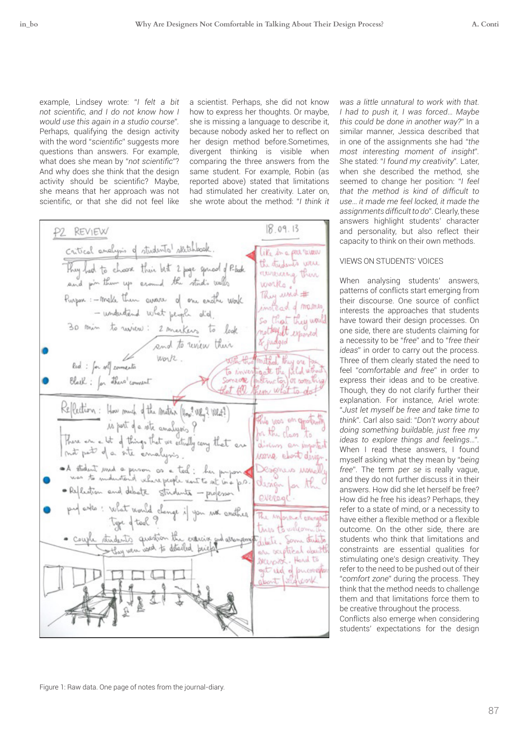example, Lindsey wrote: "*I felt a bit not scientific, and I do not know how I would use this again in a studio course*". Perhaps, qualifying the design activity with the word "*scientific*" suggests more questions than answers. For example, what does she mean by "*not scientific*"? And why does she think that the design activity should be scientific? Maybe, she means that her approach was not scientific, or that she did not feel like a scientist. Perhaps, she did not know how to express her thoughts. Or maybe, she is missing a language to describe it, because nobody asked her to reflect on her design method before.Sometimes, divergent thinking is visible when comparing the three answers from the same student. For example, Robin (as reported above) stated that limitations had stimulated her creativity. Later on, she wrote about the method: "*I think it was a little unnatural to work with that. I had to push it, I was forced… Maybe this could be done in another way?*" In a similar manner, Jessica described that in one of the assignments she had "*the most interesting moment of insight*". She stated: "*I found my creativity*". Later, when she described the method, she seemed to change her position: "*I feel that the method is kind of difficult to use… it made me feel locked, it made the assignments difficult to do*". Clearly, these answers highlight students' character and personality, but also reflect their capacity to think on their own methods.

Figure 1: Raw data. One page of notes from the journal-diary.

## VIEWS ON STUDENTS' VOICES

When analysing students' answers, patterns of conflicts start emerging from their discourse. One source of conflict interests the approaches that students have toward their design processes. On one side, there are students claiming for a necessity to be "*free*" and to "*free their ideas*" in order to carry out the process. Three of them clearly stated the need to feel "*comfortable and free*" in order to express their ideas and to be creative. Though, they do not clarify further their explanation. For instance, Ariel wrote: "*Just let myself be free and take time to think*". Carl also said: "*Don't worry about doing something buildable, just free my ideas to explore things and feelings…*". When I read these answers, I found myself asking what they mean by "*being free*". The term *per se* is really vague, and they do not further discuss it in their answers. How did she let herself be free? How did he free his ideas? Perhaps, they refer to a state of mind, or a necessity to have either a flexible method or a flexible outcome. On the other side, there are students who think that limitations and constraints are essential qualities for stimulating one's design creativity. They refer to the need to be pushed out of their "*comfort zone*" during the process. They think that the method needs to challenge them and that limitations force them to be creative throughout the process.

Conflicts also emerge when considering students' expectations for the design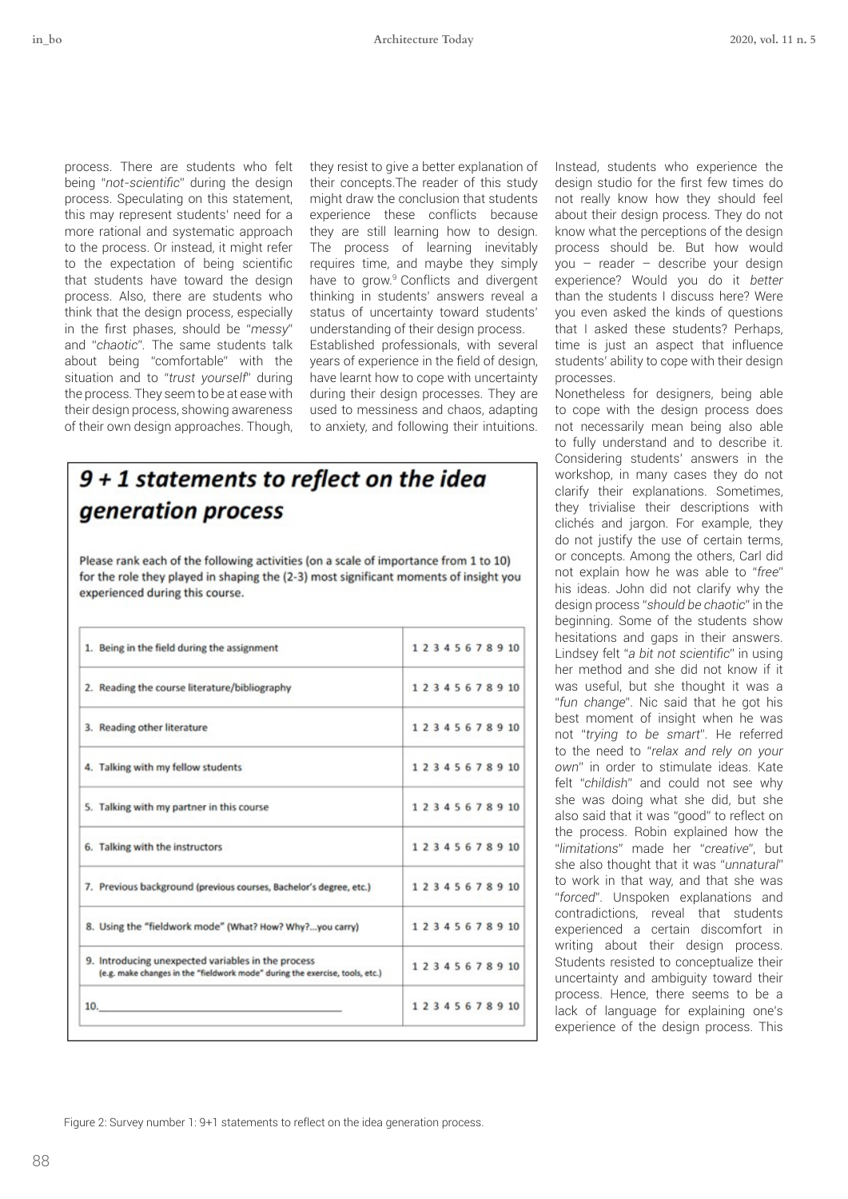process. There are students who felt being "*not-scientific*" during the design process. Speculating on this statement, this may represent students' need for a more rational and systematic approach to the process. Or instead, it might refer to the expectation of being scientific that students have toward the design process. Also, there are students who think that the design process, especially in the first phases, should be "*messy*" and "*chaotic*". The same students talk about being "comfortable" with the situation and to "*trust yourself*" during the process. They seem to be at ease with their design process, showing awareness of their own design approaches. Though, they resist to give a better explanation of their concepts.The reader of this study might draw the conclusion that students experience these conflicts because they are still learning how to design. The process of learning inevitably requires time, and maybe they simply have to grow.[9] Conflicts and divergent thinking in students' answers reveal a status of uncertainty toward students' understanding of their design process.

Established professionals, with several years of experience in the field of design, have learnt how to cope with uncertainty during their design processes. They are used to messiness and chaos, adapting to anxiety, and following their intuitions. Instead, students who experience the design studio for the first few times do not really know how they should feel about their design process. They do not know what the perceptions of the design process should be. But how would you – reader – describe your design experience? Would you do it *better* than the students I discuss here? Were you even asked the kinds of questions that I asked these students? Perhaps, time is just an aspect that influence students' ability to cope with their design processes.

Nonetheless for designers, being able to cope with the design process does not necessarily mean being also able to fully understand and to describe it. Considering students' answers in the workshop, in many cases they do not clarify their explanations. Sometimes, they trivialise their descriptions with clichés and jargon. For example, they do not justify the use of certain terms, or concepts. Among the others, Carl did not explain how he was able to "*free*" his ideas. John did not clarify why the design process "*should be chaotic*" in the beginning. Some of the students show hesitations and gaps in their answers. Lindsey felt "*a bit not scientific*" in using her method and she did not know if it was useful, but she thought it was a "*fun change*". Nic said that he got his best moment of insight when he was not "*trying to be smart*". He referred to the need to "*relax and rely on your own*" in order to stimulate ideas. Kate felt "*childish*" and could not see why she was doing what she did, but she also said that it was "good" to reflect on the process. Robin explained how the "*limitations*" made her "*creative*", but she also thought that it was "*unnatural*" to work in that way, and that she was "*forced*". Unspoken explanations and contradictions, reveal that students experienced a certain discomfort in writing about their design process. Students resisted to conceptualize their uncertainty and ambiguity toward their process. Hence, there seems to be a lack of language for explaining one's experience of the design process. This

**9 + 1 statements to reflect on the idea generation process**

Please rank each of the following activities (on a scale of importance from 1 to 10) for the role they played in shaping the (2-3) most significant moments of insight you experienced during this course.

| | |
|---|---|
| 1. Being in the field during the assignment | 1 2 3 4 5 6 7 8 9 10 |
| 2. Reading the course literature/bibliography | 1 2 3 4 5 6 7 8 9 10 |
| 3. Reading other literature | 1 2 3 4 5 6 7 8 9 10 |
| 4. Talking with my fellow students | 1 2 3 4 5 6 7 8 9 10 |
| 5. Talking with my partner in this course | 1 2 3 4 5 6 7 8 9 10 |
| 6. Talking with the instructors | 1 2 3 4 5 6 7 8 9 10 |
| 7. Previous background (previous courses, Bachelor's degree, etc.) | 1 2 3 4 5 6 7 8 9 10 |
| 8. Using the "fieldwork mode" (What? How? Why?...you carry) | 1 2 3 4 5 6 7 8 9 10 |
| 9. Introducing unexpected variables in the process (e.g. make changes in the "fieldwork mode" during the exercise, tools, etc.) | 1 2 3 4 5 6 7 8 9 10 |
| 10.______________________________ | 1 2 3 4 5 6 7 8 9 10 |

Figure 2: Survey number 1: 9+1 statements to reflect on the idea generation process.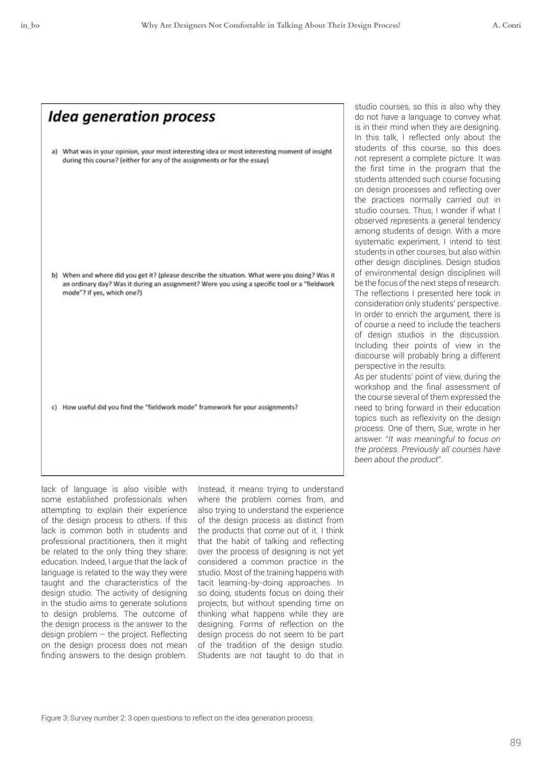## Idea generation process

a) What was in your opinion, your most interesting idea or most interesting moment of insight during this course? (either for any of the assignments or for the essay)

b) When and where did you get it? (please describe the situation. What were you doing? Was it an ordinary day? Was it during an assignment? Were you using a specific tool or a "fieldwork mode"? if yes, which one?)

c) How useful did you find the "fieldwork mode" framework for your assignments?

Figure 3: Survey number 2: 3 open questions to reflect on the idea generation process.

lack of language is also visible with some established professionals when attempting to explain their experience of the design process to others. If this lack is common both in students and professional practitioners, then it might be related to the only thing they share: education. Indeed, I argue that the lack of language is related to the way they were taught and the characteristics of the design studio. The activity of designing in the studio aims to generate solutions to design problems. The outcome of the design process is the answer to the design problem – the project. Reflecting on the design process does not mean finding answers to the design problem. Instead, it means trying to understand where the problem comes from, and also trying to understand the experience of the design process as distinct from the products that come out of it. I think that the habit of talking and reflecting over the process of designing is not yet considered a common practice in the studio. Most of the training happens with tacit learning-by-doing approaches. In so doing, students focus on doing their projects, but without spending time on thinking what happens while they are designing. Forms of reflection on the design process do not seem to be part of the tradition of the design studio. Students are not taught to do that in studio courses, so this is also why they do not have a language to convey what is in their mind when they are designing. In this talk, I reflected only about the students of this course, so this does not represent a complete picture. It was the first time in the program that the students attended such course focusing on design processes and reflecting over the practices normally carried out in studio courses. Thus, I wonder if what I observed represents a general tendency among students of design. With a more systematic experiment, I intend to test students in other courses, but also within other design disciplines. Design studios of environmental design disciplines will be the focus of the next steps of research. The reflections I presented here took in consideration only students' perspective. In order to enrich the argument, there is of course a need to include the teachers of design studios in the discussion. Including their points of view in the discourse will probably bring a different perspective in the results.

As per students' point of view, during the workshop and the final assessment of the course several of them expressed the need to bring forward in their education topics such as reflexivity on the design process. One of them, Sue, wrote in her answer: "*It was meaningful to focus on the process. Previously all courses have been about the product*".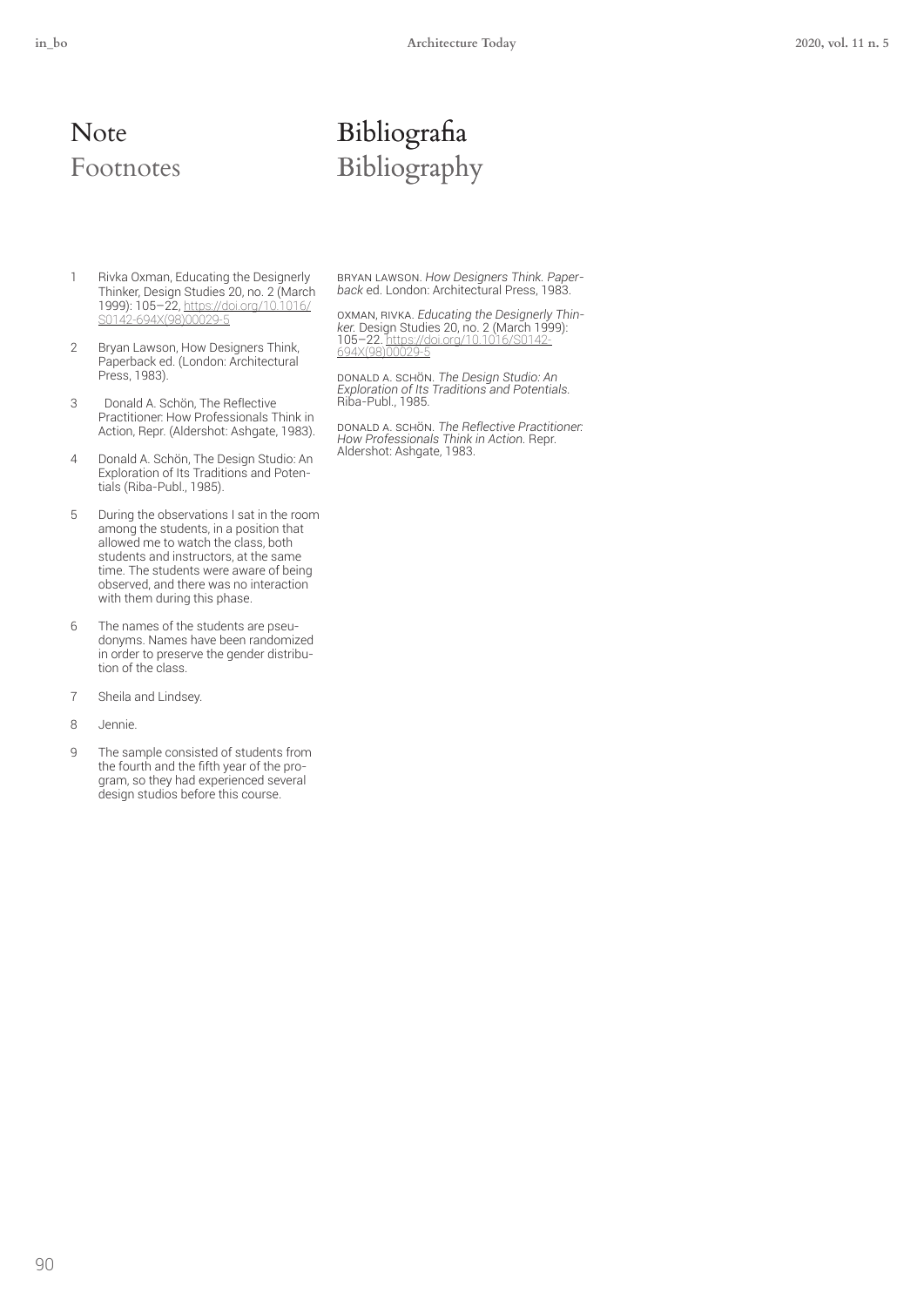## Note
## Footnotes

1. Rivka Oxman, Educating the Designerly Thinker, Design Studies 20, no. 2 (March 1999): 105–22, https://doi.org/10.1016/S0142-694X(98)00029-5
2. Bryan Lawson, How Designers Think, Paperback ed. (London: Architectural Press, 1983).
3. Donald A. Schön, The Reflective Practitioner: How Professionals Think in Action, Repr. (Aldershot: Ashgate, 1983).
4. Donald A. Schön, The Design Studio: An Exploration of Its Traditions and Potentials (Riba-Publ., 1985).
5. During the observations I sat in the room among the students, in a position that allowed me to watch the class, both students and instructors, at the same time. The students were aware of being observed, and there was no interaction with them during this phase.
6. The names of the students are pseudonyms. Names have been randomized in order to preserve the gender distribution of the class.
7. Sheila and Lindsey.
8. Jennie.
9. The sample consisted of students from the fourth and the fifth year of the program, so they had experienced several design studios before this course.

## Bibliografia
## Bibliography

Bryan Lawson. *How Designers Think. Paperback* ed. London: Architectural Press, 1983.

Oxman, Rivka. *Educating the Designerly Thinker.* Design Studies 20, no. 2 (March 1999): 105–22. https://doi.org/10.1016/S0142-694X(98)00029-5

Donald A. Schön. *The Design Studio: An Exploration of Its Traditions and Potentials.* Riba-Publ., 1985.

Donald A. Schön. *The Reflective Practitioner: How Professionals Think in Action.* Repr. Aldershot: Ashgate, 1983.